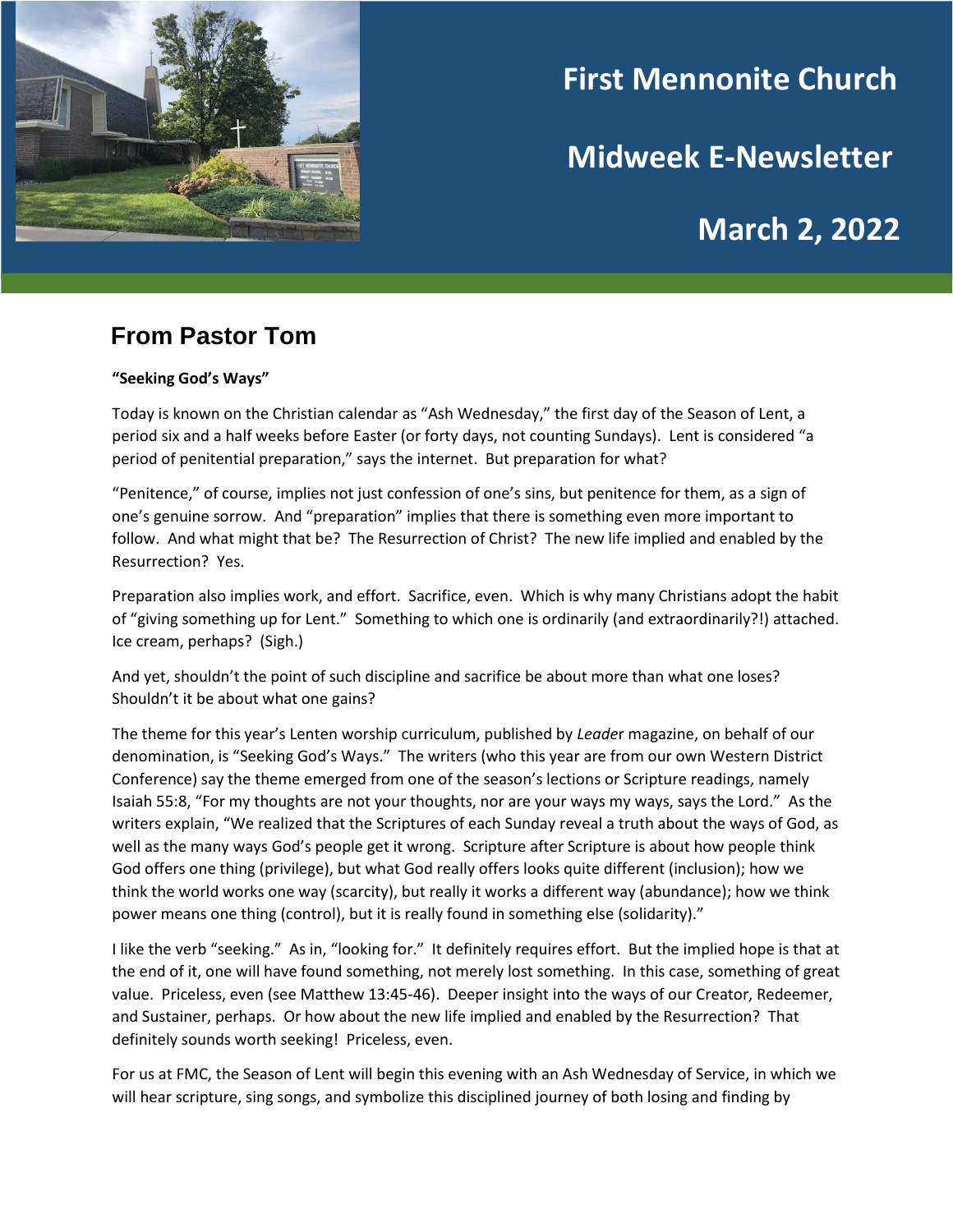# First Mennonite Church

# Midweek E-Newsletter

# March 2, 2022

## From Pastor Tom

**"Seeking God's Ways"**

Today is known on the Christian calendar as "Ash Wednesday," the first day of the Season of Lent, a period six and a half weeks before Easter (or forty days, not counting Sundays). Lent is considered "a period of penitential preparation," says the internet. But preparation for what?

"Penitence," of course, implies not just confession of one's sins, but penitence for them, as a sign of one's genuine sorrow. And "preparation" implies that there is something even more important to follow. And what might that be? The Resurrection of Christ? The new life implied and enabled by the Resurrection? Yes.

Preparation also implies work, and effort. Sacrifice, even. Which is why many Christians adopt the habit of "giving something up for Lent." Something to which one is ordinarily (and extraordinarily?!) attached. Ice cream, perhaps? (Sigh.)

And yet, shouldn't the point of such discipline and sacrifice be about more than what one loses? Shouldn't it be about what one gains?

The theme for this year's Lenten worship curriculum, published by *Leade*r magazine, on behalf of our denomination, is "Seeking God's Ways." The writers (who this year are from our own Western District Conference) say the theme emerged from one of the season's lections or Scripture readings, namely Isaiah 55:8, "For my thoughts are not your thoughts, nor are your ways my ways, says the Lord." As the writers explain, "We realized that the Scriptures of each Sunday reveal a truth about the ways of God, as well as the many ways God's people get it wrong. Scripture after Scripture is about how people think God offers one thing (privilege), but what God really offers looks quite different (inclusion); how we think the world works one way (scarcity), but really it works a different way (abundance); how we think power means one thing (control), but it is really found in something else (solidarity)."

I like the verb "seeking." As in, "looking for." It definitely requires effort. But the implied hope is that at the end of it, one will have found something, not merely lost something. In this case, something of great value. Priceless, even (see Matthew 13:45-46). Deeper insight into the ways of our Creator, Redeemer, and Sustainer, perhaps. Or how about the new life implied and enabled by the Resurrection? That definitely sounds worth seeking! Priceless, even.

For us at FMC, the Season of Lent will begin this evening with an Ash Wednesday of Service, in which we will hear scripture, sing songs, and symbolize this disciplined journey of both losing and finding by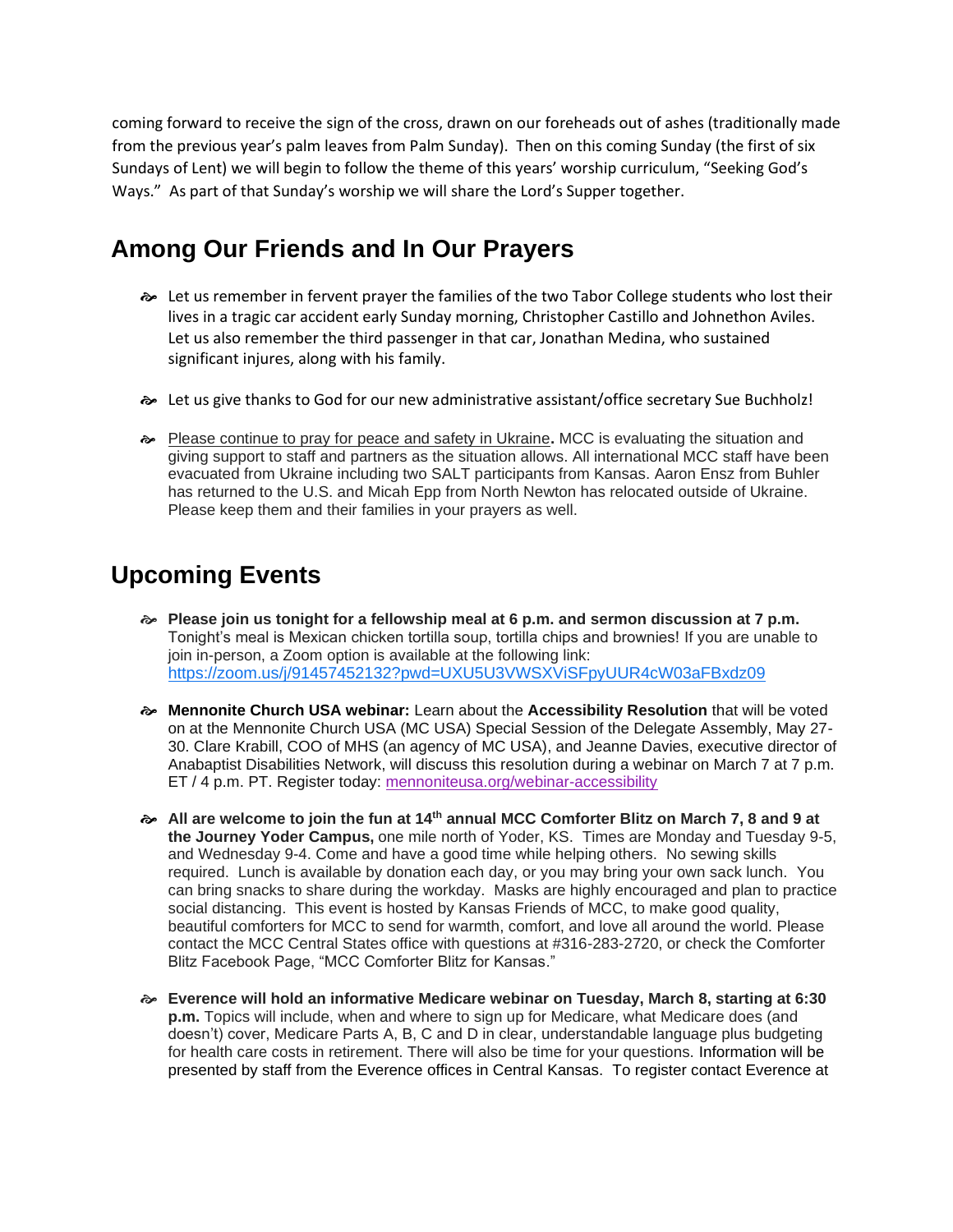coming forward to receive the sign of the cross, drawn on our foreheads out of ashes (traditionally made from the previous year's palm leaves from Palm Sunday). Then on this coming Sunday (the first of six Sundays of Lent) we will begin to follow the theme of this years' worship curriculum, "Seeking God's Ways." As part of that Sunday's worship we will share the Lord's Supper together.

## Among Our Friends and In Our Prayers

- Let us remember in fervent prayer the families of the two Tabor College students who lost their lives in a tragic car accident early Sunday morning, Christopher Castillo and Johnethon Aviles. Let us also remember the third passenger in that car, Jonathan Medina, who sustained significant injures, along with his family.

- Let us give thanks to God for our new administrative assistant/office secretary Sue Buchholz!

- Please continue to pray for peace and safety in Ukraine**.** MCC is evaluating the situation and giving support to staff and partners as the situation allows. All international MCC staff have been evacuated from Ukraine including two SALT participants from Kansas. Aaron Ensz from Buhler has returned to the U.S. and Micah Epp from North Newton has relocated outside of Ukraine. Please keep them and their families in your prayers as well.

## Upcoming Events

- **Please join us tonight for a fellowship meal at 6 p.m. and sermon discussion at 7 p.m.** Tonight's meal is Mexican chicken tortilla soup, tortilla chips and brownies! If you are unable to join in-person, a Zoom option is available at the following link: https://zoom.us/j/91457452132?pwd=UXU5U3VWSXViSFpyUUR4cW03aFBxdz09

- **Mennonite Church USA webinar:** Learn about the **Accessibility Resolution** that will be voted on at the Mennonite Church USA (MC USA) Special Session of the Delegate Assembly, May 27-30. Clare Krabill, COO of MHS (an agency of MC USA), and Jeanne Davies, executive director of Anabaptist Disabilities Network, will discuss this resolution during a webinar on March 7 at 7 p.m. ET / 4 p.m. PT. Register today: mennoniteusa.org/webinar-accessibility

- **All are welcome to join the fun at 14th annual MCC Comforter Blitz on March 7, 8 and 9 at the Journey Yoder Campus,** one mile north of Yoder, KS. Times are Monday and Tuesday 9-5, and Wednesday 9-4. Come and have a good time while helping others. No sewing skills required. Lunch is available by donation each day, or you may bring your own sack lunch. You can bring snacks to share during the workday. Masks are highly encouraged and plan to practice social distancing. This event is hosted by Kansas Friends of MCC, to make good quality, beautiful comforters for MCC to send for warmth, comfort, and love all around the world. Please contact the MCC Central States office with questions at #316-283-2720, or check the Comforter Blitz Facebook Page, "MCC Comforter Blitz for Kansas."

- **Everence will hold an informative Medicare webinar on Tuesday, March 8, starting at 6:30 p.m.** Topics will include, when and where to sign up for Medicare, what Medicare does (and doesn't) cover, Medicare Parts A, B, C and D in clear, understandable language plus budgeting for health care costs in retirement. There will also be time for your questions. Information will be presented by staff from the Everence offices in Central Kansas. To register contact Everence at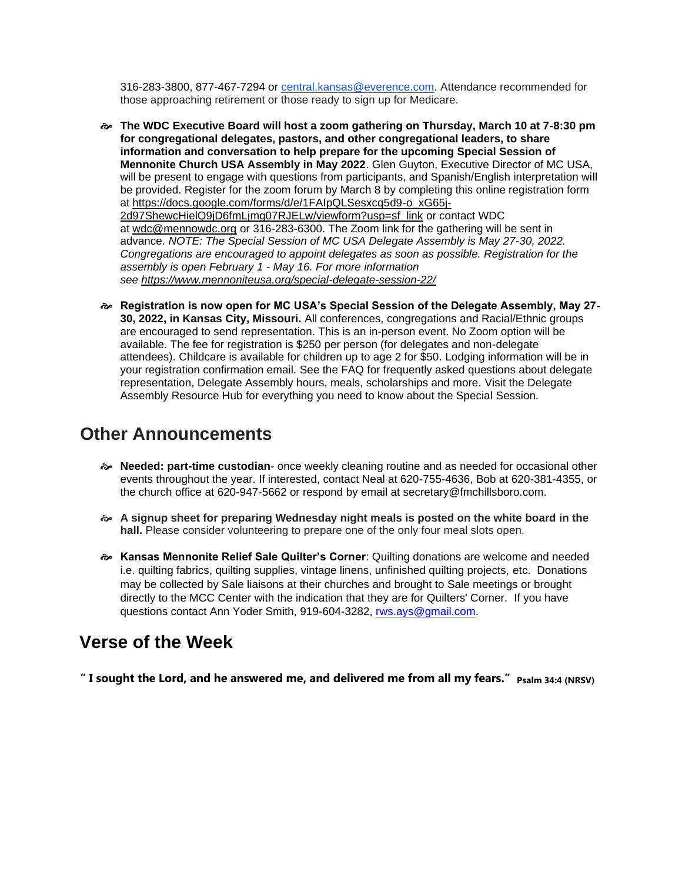316-283-3800, 877-467-7294 or central.kansas@everence.com. Attendance recommended for those approaching retirement or those ready to sign up for Medicare.

- **The WDC Executive Board will host a zoom gathering on Thursday, March 10 at 7-8:30 pm for congregational delegates, pastors, and other congregational leaders, to share information and conversation to help prepare for the upcoming Special Session of Mennonite Church USA Assembly in May 2022**. Glen Guyton, Executive Director of MC USA, will be present to engage with questions from participants, and Spanish/English interpretation will be provided. Register for the zoom forum by March 8 by completing this online registration form at https://docs.google.com/forms/d/e/1FAIpQLSesxcq5d9-o_xG65j-2d97ShewcHielQ9jD6fmLjmg07RJELw/viewform?usp=sf_link or contact WDC at wdc@mennowdc.org or 316-283-6300. The Zoom link for the gathering will be sent in advance. *NOTE: The Special Session of MC USA Delegate Assembly is May 27-30, 2022. Congregations are encouraged to appoint delegates as soon as possible. Registration for the assembly is open February 1 - May 16. For more information see https://www.mennoniteusa.org/special-delegate-session-22/*

- **Registration is now open for MC USA's Special Session of the Delegate Assembly, May 27-30, 2022, in Kansas City, Missouri.** All conferences, congregations and Racial/Ethnic groups are encouraged to send representation. This is an in-person event. No Zoom option will be available. The fee for registration is $250 per person (for delegates and non-delegate attendees). Childcare is available for children up to age 2 for $50. Lodging information will be in your registration confirmation email. See the FAQ for frequently asked questions about delegate representation, Delegate Assembly hours, meals, scholarships and more. Visit the Delegate Assembly Resource Hub for everything you need to know about the Special Session.

## Other Announcements

- **Needed: part-time custodian**- once weekly cleaning routine and as needed for occasional other events throughout the year. If interested, contact Neal at 620-755-4636, Bob at 620-381-4355, or the church office at 620-947-5662 or respond by email at secretary@fmchillsboro.com.

- **A signup sheet for preparing Wednesday night meals is posted on the white board in the hall.** Please consider volunteering to prepare one of the only four meal slots open.

- **Kansas Mennonite Relief Sale Quilter's Corner**: Quilting donations are welcome and needed i.e. quilting fabrics, quilting supplies, vintage linens, unfinished quilting projects, etc. Donations may be collected by Sale liaisons at their churches and brought to Sale meetings or brought directly to the MCC Center with the indication that they are for Quilters' Corner. If you have questions contact Ann Yoder Smith, 919-604-3282, rws.ays@gmail.com.

## Verse of the Week

**" I sought the Lord, and he answered me, and delivered me from all my fears." Psalm 34:4 (NRSV)**